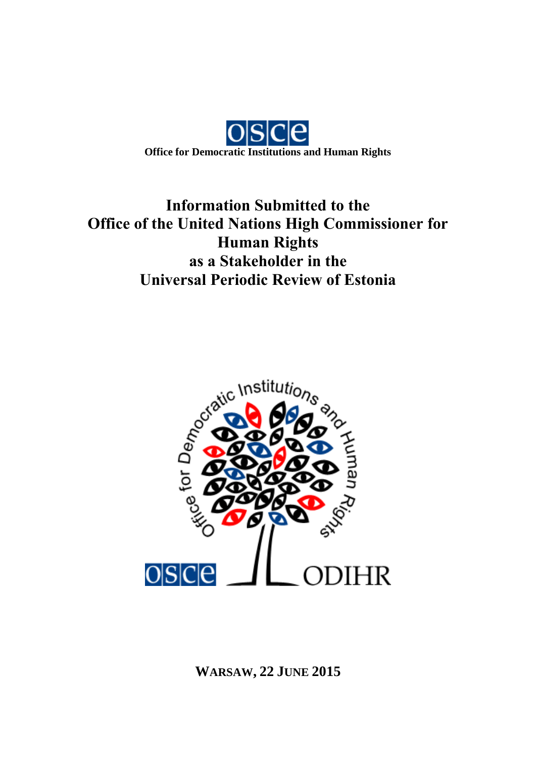OSCE

**Office for Democratic Institutions and Human Rights**

# Information Submitted to the Office of the United Nations High Commissioner for Human Rights as a Stakeholder in the Universal Periodic Review of Estonia

**WARSAW, 22 JUNE 2015**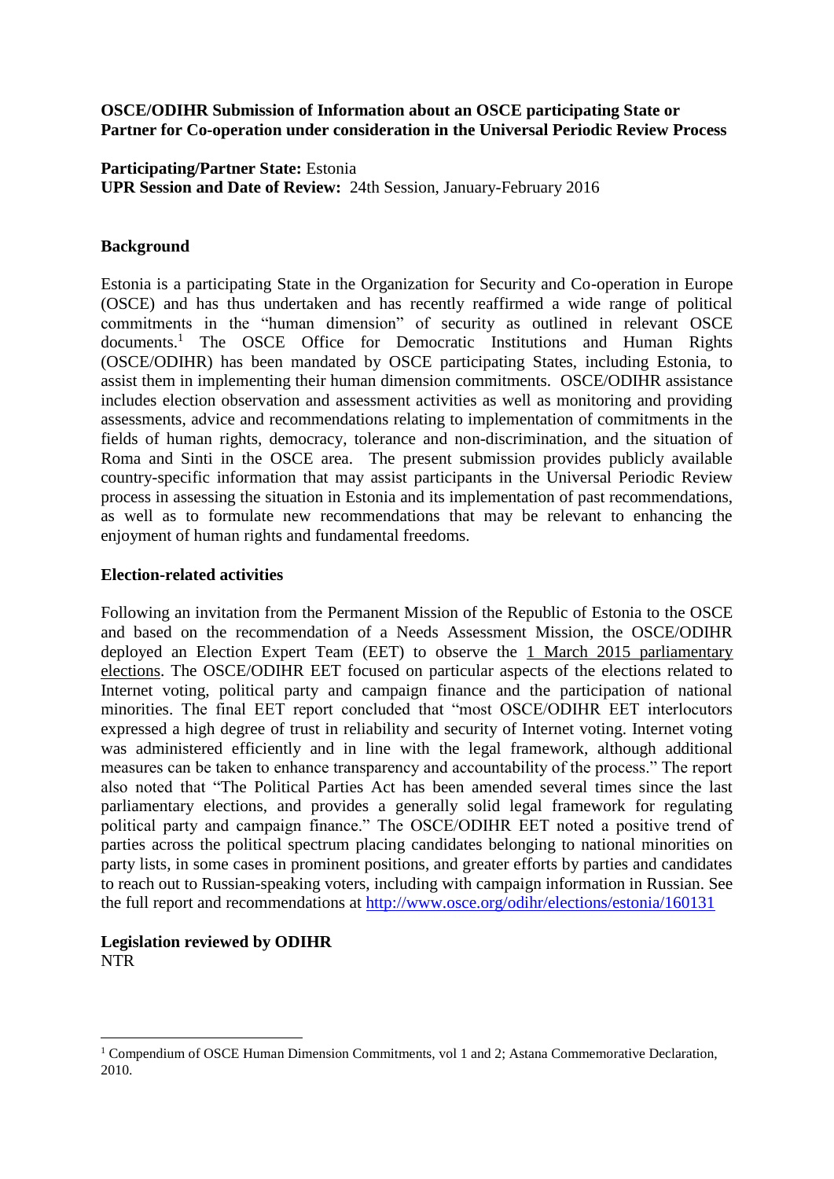**OSCE/ODIHR Submission of Information about an OSCE participating State or Partner for Co-operation under consideration in the Universal Periodic Review Process**

**Participating/Partner State:** Estonia
**UPR Session and Date of Review:** 24th Session, January-February 2016

**Background**

Estonia is a participating State in the Organization for Security and Co-operation in Europe (OSCE) and has thus undertaken and has recently reaffirmed a wide range of political commitments in the "human dimension" of security as outlined in relevant OSCE documents.[1] The OSCE Office for Democratic Institutions and Human Rights (OSCE/ODIHR) has been mandated by OSCE participating States, including Estonia, to assist them in implementing their human dimension commitments. OSCE/ODIHR assistance includes election observation and assessment activities as well as monitoring and providing assessments, advice and recommendations relating to implementation of commitments in the fields of human rights, democracy, tolerance and non-discrimination, and the situation of Roma and Sinti in the OSCE area. The present submission provides publicly available country-specific information that may assist participants in the Universal Periodic Review process in assessing the situation in Estonia and its implementation of past recommendations, as well as to formulate new recommendations that may be relevant to enhancing the enjoyment of human rights and fundamental freedoms.

**Election-related activities**

Following an invitation from the Permanent Mission of the Republic of Estonia to the OSCE and based on the recommendation of a Needs Assessment Mission, the OSCE/ODIHR deployed an Election Expert Team (EET) to observe the 1 March 2015 parliamentary elections. The OSCE/ODIHR EET focused on particular aspects of the elections related to Internet voting, political party and campaign finance and the participation of national minorities. The final EET report concluded that "most OSCE/ODIHR EET interlocutors expressed a high degree of trust in reliability and security of Internet voting. Internet voting was administered efficiently and in line with the legal framework, although additional measures can be taken to enhance transparency and accountability of the process." The report also noted that "The Political Parties Act has been amended several times since the last parliamentary elections, and provides a generally solid legal framework for regulating political party and campaign finance." The OSCE/ODIHR EET noted a positive trend of parties across the political spectrum placing candidates belonging to national minorities on party lists, in some cases in prominent positions, and greater efforts by parties and candidates to reach out to Russian-speaking voters, including with campaign information in Russian. See the full report and recommendations at http://www.osce.org/odihr/elections/estonia/160131

**Legislation reviewed by ODIHR**
NTR

---

[1] Compendium of OSCE Human Dimension Commitments, vol 1 and 2; Astana Commemorative Declaration, 2010.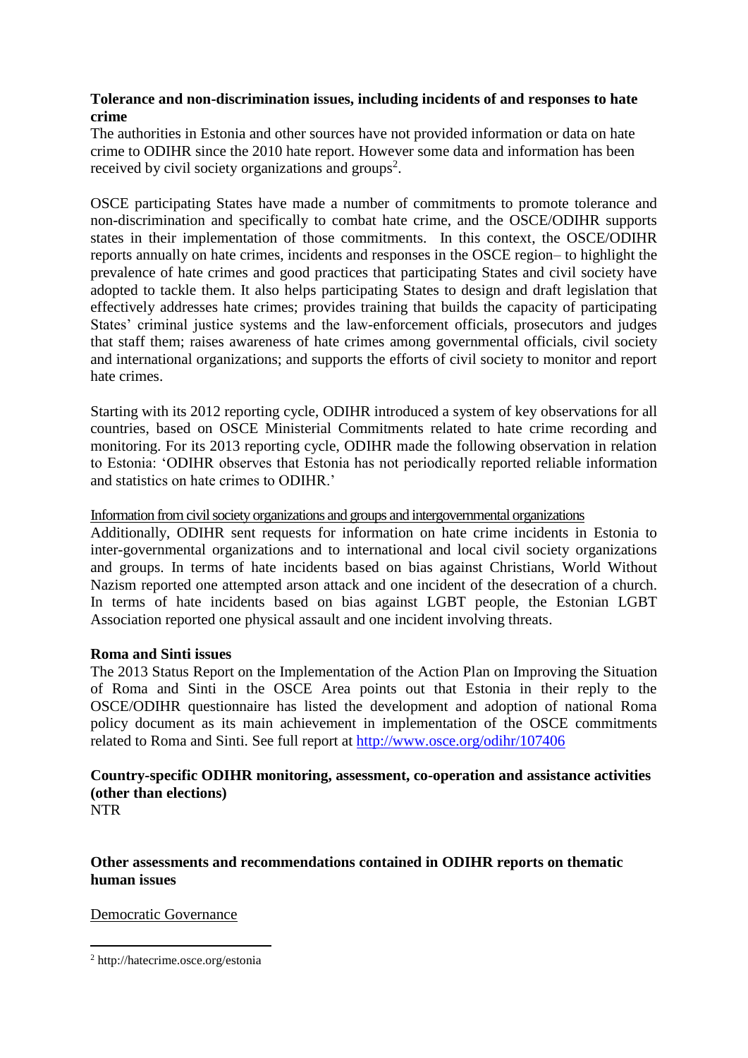**Tolerance and non-discrimination issues, including incidents of and responses to hate crime**

The authorities in Estonia and other sources have not provided information or data on hate crime to ODIHR since the 2010 hate report. However some data and information has been received by civil society organizations and groups[2].

OSCE participating States have made a number of commitments to promote tolerance and non-discrimination and specifically to combat hate crime, and the OSCE/ODIHR supports states in their implementation of those commitments. In this context, the OSCE/ODIHR reports annually on hate crimes, incidents and responses in the OSCE region– to highlight the prevalence of hate crimes and good practices that participating States and civil society have adopted to tackle them. It also helps participating States to design and draft legislation that effectively addresses hate crimes; provides training that builds the capacity of participating States' criminal justice systems and the law-enforcement officials, prosecutors and judges that staff them; raises awareness of hate crimes among governmental officials, civil society and international organizations; and supports the efforts of civil society to monitor and report hate crimes.

Starting with its 2012 reporting cycle, ODIHR introduced a system of key observations for all countries, based on OSCE Ministerial Commitments related to hate crime recording and monitoring. For its 2013 reporting cycle, ODIHR made the following observation in relation to Estonia: 'ODIHR observes that Estonia has not periodically reported reliable information and statistics on hate crimes to ODIHR.'

Information from civil society organizations and groups and intergovernmental organizations

Additionally, ODIHR sent requests for information on hate crime incidents in Estonia to inter-governmental organizations and to international and local civil society organizations and groups. In terms of hate incidents based on bias against Christians, World Without Nazism reported one attempted arson attack and one incident of the desecration of a church. In terms of hate incidents based on bias against LGBT people, the Estonian LGBT Association reported one physical assault and one incident involving threats.

**Roma and Sinti issues**

The 2013 Status Report on the Implementation of the Action Plan on Improving the Situation of Roma and Sinti in the OSCE Area points out that Estonia in their reply to the OSCE/ODIHR questionnaire has listed the development and adoption of national Roma policy document as its main achievement in implementation of the OSCE commitments related to Roma and Sinti. See full report at http://www.osce.org/odihr/107406

**Country-specific ODIHR monitoring, assessment, co-operation and assistance activities (other than elections)**

NTR

**Other assessments and recommendations contained in ODIHR reports on thematic human issues**

Democratic Governance

[2] http://hatecrime.osce.org/estonia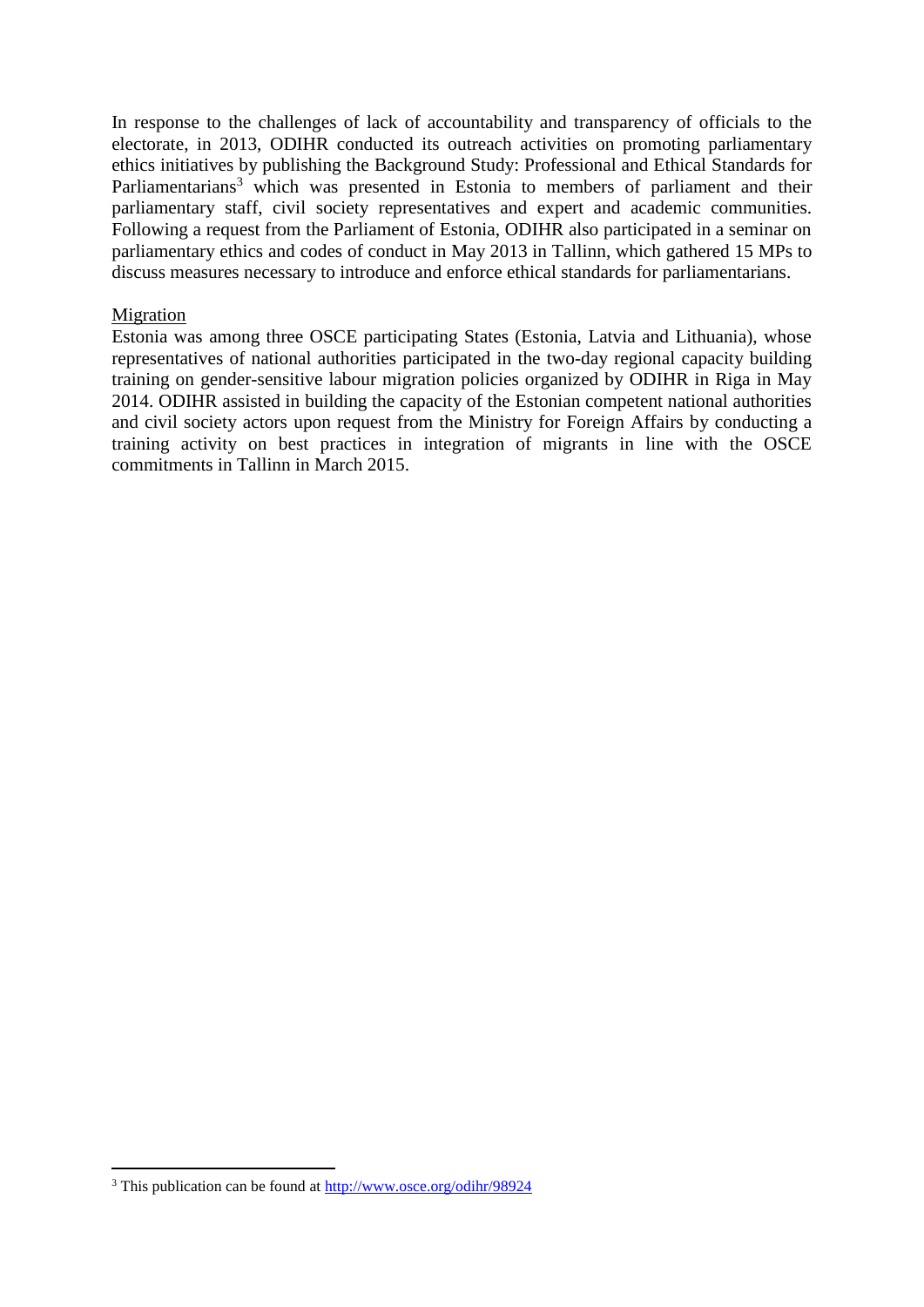In response to the challenges of lack of accountability and transparency of officials to the electorate, in 2013, ODIHR conducted its outreach activities on promoting parliamentary ethics initiatives by publishing the Background Study: Professional and Ethical Standards for Parliamentarians[3] which was presented in Estonia to members of parliament and their parliamentary staff, civil society representatives and expert and academic communities. Following a request from the Parliament of Estonia, ODIHR also participated in a seminar on parliamentary ethics and codes of conduct in May 2013 in Tallinn, which gathered 15 MPs to discuss measures necessary to introduce and enforce ethical standards for parliamentarians.

<u>Migration</u>

Estonia was among three OSCE participating States (Estonia, Latvia and Lithuania), whose representatives of national authorities participated in the two-day regional capacity building training on gender-sensitive labour migration policies organized by ODIHR in Riga in May 2014. ODIHR assisted in building the capacity of the Estonian competent national authorities and civil society actors upon request from the Ministry for Foreign Affairs by conducting a training activity on best practices in integration of migrants in line with the OSCE commitments in Tallinn in March 2015.

---

[3] This publication can be found at http://www.osce.org/odihr/98924